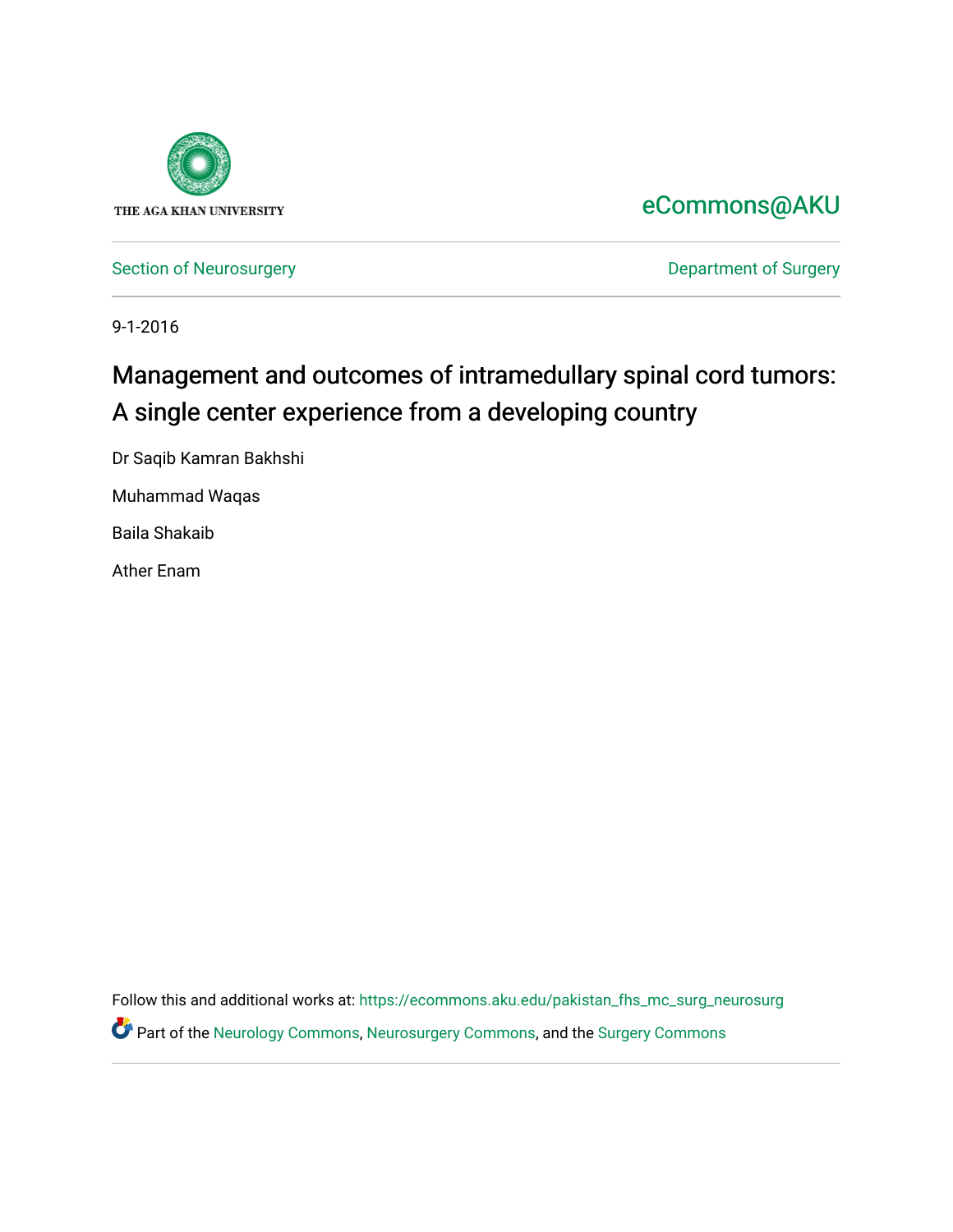THE AGA KHAN UNIVERSITY

eCommons@AKU

Section of Neurosurgery

Department of Surgery

9-1-2016

# Management and outcomes of intramedullary spinal cord tumors: A single center experience from a developing country

Dr Saqib Kamran Bakhshi

Muhammad Waqas

Baila Shakaib

Ather Enam

Follow this and additional works at: https://ecommons.aku.edu/pakistan_fhs_mc_surg_neurosurg

Part of the Neurology Commons, Neurosurgery Commons, and the Surgery Commons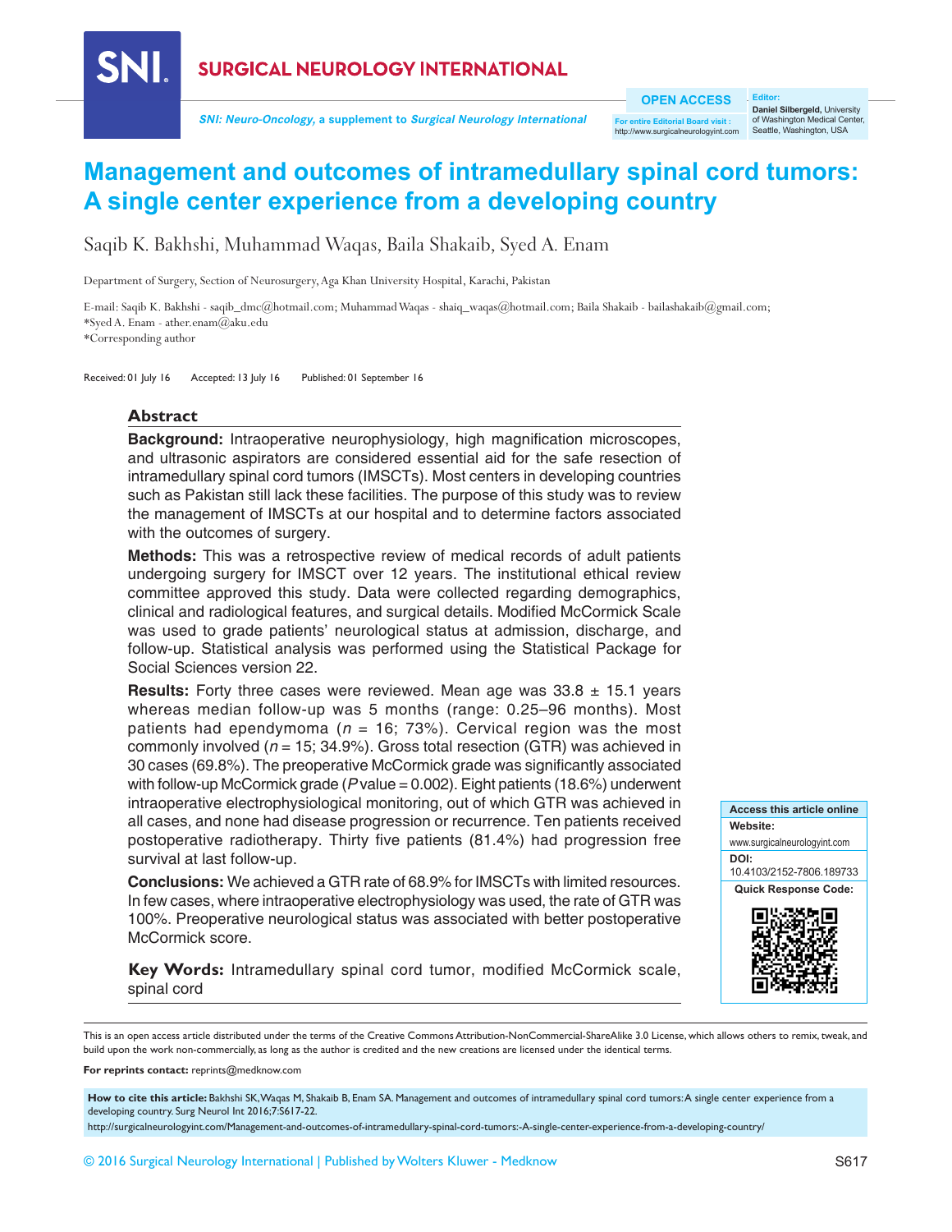# Management and outcomes of intramedullary spinal cord tumors: A single center experience from a developing country

Saqib K. Bakhshi, Muhammad Waqas, Baila Shakaib, Syed A. Enam

Department of Surgery, Section of Neurosurgery, Aga Khan University Hospital, Karachi, Pakistan

E-mail: Saqib K. Bakhshi - saqib_dmc@hotmail.com; Muhammad Waqas - shaiq_waqas@hotmail.com; Baila Shakaib - bailashakaib@gmail.com; *Syed A. Enam - ather.enam@aku.edu

*Corresponding author

Received: 01 July 16 Accepted: 13 July 16 Published: 01 September 16

## Abstract

**Background:** Intraoperative neurophysiology, high magnification microscopes, and ultrasonic aspirators are considered essential aid for the safe resection of intramedullary spinal cord tumors (IMSCTs). Most centers in developing countries such as Pakistan still lack these facilities. The purpose of this study was to review the management of IMSCTs at our hospital and to determine factors associated with the outcomes of surgery.

**Methods:** This was a retrospective review of medical records of adult patients undergoing surgery for IMSCT over 12 years. The institutional ethical review committee approved this study. Data were collected regarding demographics, clinical and radiological features, and surgical details. Modified McCormick Scale was used to grade patients' neurological status at admission, discharge, and follow-up. Statistical analysis was performed using the Statistical Package for Social Sciences version 22.

**Results:** Forty three cases were reviewed. Mean age was 33.8 ± 15.1 years whereas median follow-up was 5 months (range: 0.25–96 months). Most patients had ependymoma ($n$ = 16; 73%). Cervical region was the most commonly involved ($n$ = 15; 34.9%). Gross total resection (GTR) was achieved in 30 cases (69.8%). The preoperative McCormick grade was significantly associated with follow-up McCormick grade ($P$ value = 0.002). Eight patients (18.6%) underwent intraoperative electrophysiological monitoring, out of which GTR was achieved in all cases, and none had disease progression or recurrence. Ten patients received postoperative radiotherapy. Thirty five patients (81.4%) had progression free survival at last follow-up.

**Conclusions:** We achieved a GTR rate of 68.9% for IMSCTs with limited resources. In few cases, where intraoperative electrophysiology was used, the rate of GTR was 100%. Preoperative neurological status was associated with better postoperative McCormick score.

**Key Words:** Intramedullary spinal cord tumor, modified McCormick scale, spinal cord

Access this article online
Website: www.surgicalneurologyint.com
DOI: 10.4103/2152-7806.189733
Quick Response Code:

This is an open access article distributed under the terms of the Creative Commons Attribution-NonCommercial-ShareAlike 3.0 License, which allows others to remix, tweak, and build upon the work non-commercially, as long as the author is credited and the new creations are licensed under the identical terms.

**For reprints contact:** reprints@medknow.com

**How to cite this article:** Bakhshi SK, Waqas M, Shakaib B, Enam SA. Management and outcomes of intramedullary spinal cord tumors: A single center experience from a developing country. Surg Neurol Int 2016;7:S617-22.

http://surgicalneurologyint.com/Management-and-outcomes-of-intramedullary-spinal-cord-tumors:-A-single-center-experience-from-a-developing-country/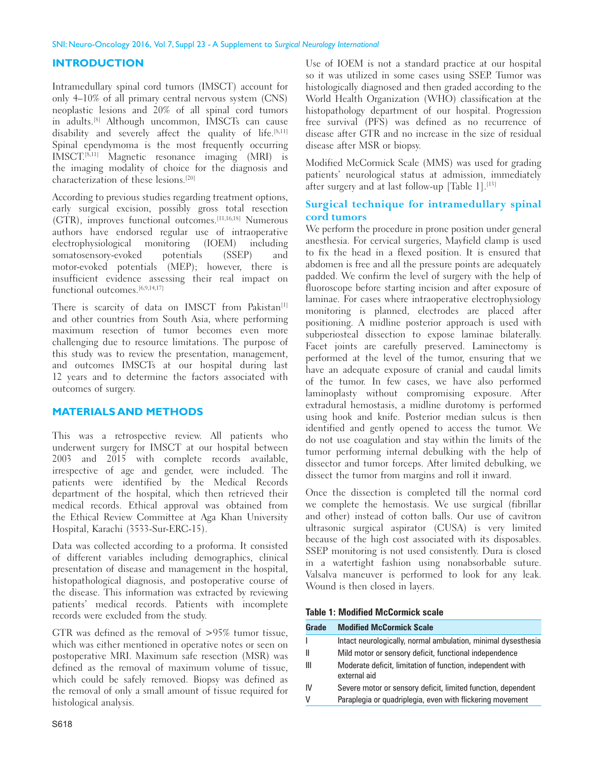## INTRODUCTION

Intramedullary spinal cord tumors (IMSCT) account for only 4–10% of all primary central nervous system (CNS) neoplastic lesions and 20% of all spinal cord tumors in adults.[8] Although uncommon, IMSCTs can cause disability and severely affect the quality of life.[8,11] Spinal ependymoma is the most frequently occurring IMSCT.[8,11] Magnetic resonance imaging (MRI) is the imaging modality of choice for the diagnosis and characterization of these lesions.[20]

According to previous studies regarding treatment options, early surgical excision, possibly gross total resection (GTR), improves functional outcomes.[11,16,18] Numerous authors have endorsed regular use of intraoperative electrophysiological monitoring (IOEM) including somatosensory-evoked potentials (SSEP) and motor-evoked potentials (MEP); however, there is insufficient evidence assessing their real impact on functional outcomes.[6,9,14,17]

There is scarcity of data on IMSCT from Pakistan[1] and other countries from South Asia, where performing maximum resection of tumor becomes even more challenging due to resource limitations. The purpose of this study was to review the presentation, management, and outcomes IMSCTs at our hospital during last 12 years and to determine the factors associated with outcomes of surgery.

## MATERIALS AND METHODS

This was a retrospective review. All patients who underwent surgery for IMSCT at our hospital between 2003 and 2015 with complete records available, irrespective of age and gender, were included. The patients were identified by the Medical Records department of the hospital, which then retrieved their medical records. Ethical approval was obtained from the Ethical Review Committee at Aga Khan University Hospital, Karachi (3533-Sur-ERC-15).

Data was collected according to a proforma. It consisted of different variables including demographics, clinical presentation of disease and management in the hospital, histopathological diagnosis, and postoperative course of the disease. This information was extracted by reviewing patients' medical records. Patients with incomplete records were excluded from the study.

GTR was defined as the removal of >95% tumor tissue, which was either mentioned in operative notes or seen on postoperative MRI. Maximum safe resection (MSR) was defined as the removal of maximum volume of tissue, which could be safely removed. Biopsy was defined as the removal of only a small amount of tissue required for histological analysis.

Use of IOEM is not a standard practice at our hospital so it was utilized in some cases using SSEP. Tumor was histologically diagnosed and then graded according to the World Health Organization (WHO) classification at the histopathology department of our hospital. Progression free survival (PFS) was defined as no recurrence of disease after GTR and no increase in the size of residual disease after MSR or biopsy.

Modified McCormick Scale (MMS) was used for grading patients' neurological status at admission, immediately after surgery and at last follow-up [Table 1].[13]

### Surgical technique for intramedullary spinal cord tumors

We perform the procedure in prone position under general anesthesia. For cervical surgeries, Mayfield clamp is used to fix the head in a flexed position. It is ensured that abdomen is free and all the pressure points are adequately padded. We confirm the level of surgery with the help of fluoroscope before starting incision and after exposure of laminae. For cases where intraoperative electrophysiology monitoring is planned, electrodes are placed after positioning. A midline posterior approach is used with subperiosteal dissection to expose laminae bilaterally. Facet joints are carefully preserved. Laminectomy is performed at the level of the tumor, ensuring that we have an adequate exposure of cranial and caudal limits of the tumor. In few cases, we have also performed laminoplasty without compromising exposure. After extradural hemostasis, a midline durotomy is performed using hook and knife. Posterior median sulcus is then identified and gently opened to access the tumor. We do not use coagulation and stay within the limits of the tumor performing internal debulking with the help of dissector and tumor forceps. After limited debulking, we dissect the tumor from margins and roll it inward.

Once the dissection is completed till the normal cord we complete the hemostasis. We use surgical (fibrillar and other) instead of cotton balls. Our use of cavitron ultrasonic surgical aspirator (CUSA) is very limited because of the high cost associated with its disposables. SSEP monitoring is not used consistently. Dura is closed in a watertight fashion using nonabsorbable suture. Valsalva maneuver is performed to look for any leak. Wound is then closed in layers.

**Table 1: Modified McCormick scale**

| Grade | Modified McCormick Scale |
|---|---|
| I | Intact neurologically, normal ambulation, minimal dysesthesia |
| II | Mild motor or sensory deficit, functional independence |
| III | Moderate deficit, limitation of function, independent with external aid |
| IV | Severe motor or sensory deficit, limited function, dependent |
| V | Paraplegia or quadriplegia, even with flickering movement |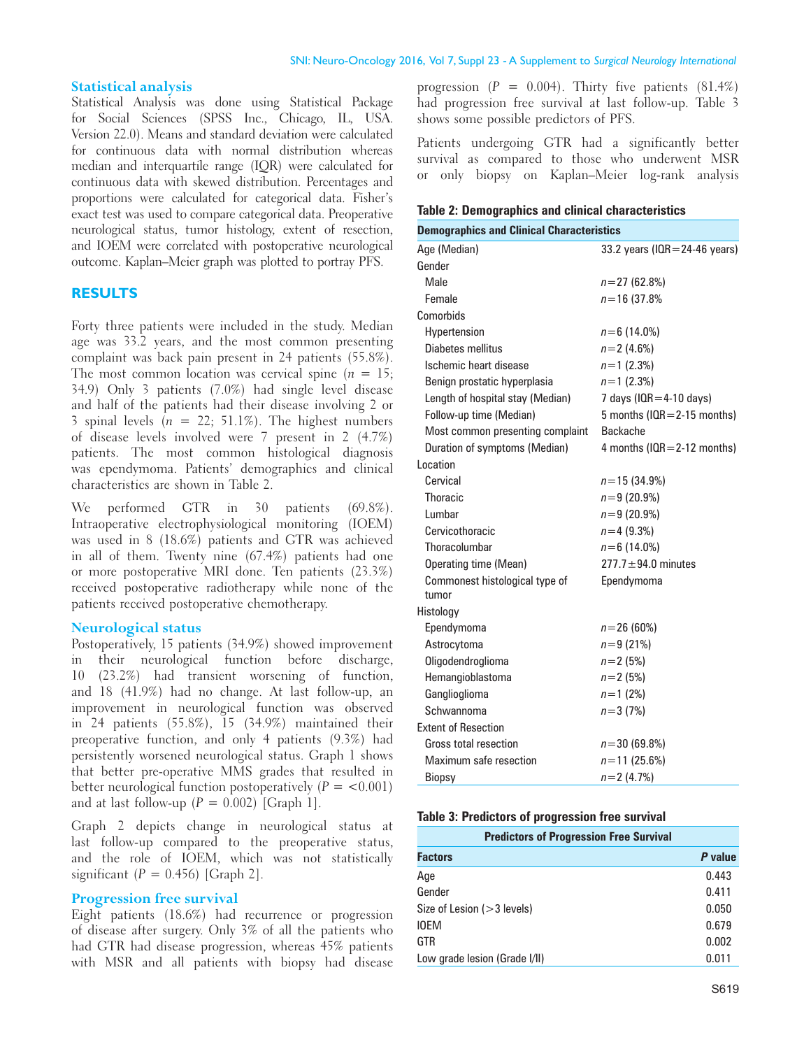### Statistical analysis

Statistical Analysis was done using Statistical Package for Social Sciences (SPSS Inc., Chicago, IL, USA. Version 22.0). Means and standard deviation were calculated for continuous data with normal distribution whereas median and interquartile range (IQR) were calculated for continuous data with skewed distribution. Percentages and proportions were calculated for categorical data. Fisher's exact test was used to compare categorical data. Preoperative neurological status, tumor histology, extent of resection, and IOEM were correlated with postoperative neurological outcome. Kaplan–Meier graph was plotted to portray PFS.

## RESULTS

Forty three patients were included in the study. Median age was 33.2 years, and the most common presenting complaint was back pain present in 24 patients (55.8%). The most common location was cervical spine ($n$ = 15; 34.9) Only 3 patients (7.0%) had single level disease and half of the patients had their disease involving 2 or 3 spinal levels ($n$ = 22; 51.1%). The highest numbers of disease levels involved were 7 present in 2 (4.7%) patients. The most common histological diagnosis was ependymoma. Patients' demographics and clinical characteristics are shown in Table 2.

We performed GTR in 30 patients (69.8%). Intraoperative electrophysiological monitoring (IOEM) was used in 8 (18.6%) patients and GTR was achieved in all of them. Twenty nine (67.4%) patients had one or more postoperative MRI done. Ten patients (23.3%) received postoperative radiotherapy while none of the patients received postoperative chemotherapy.

### Neurological status

Postoperatively, 15 patients (34.9%) showed improvement in their neurological function before discharge, 10 (23.2%) had transient worsening of function, and 18 (41.9%) had no change. At last follow-up, an improvement in neurological function was observed in 24 patients (55.8%), 15 (34.9%) maintained their preoperative function, and only 4 patients (9.3%) had persistently worsened neurological status. Graph 1 shows that better pre-operative MMS grades that resulted in better neurological function postoperatively ($P$ = <0.001) and at last follow-up ($P$ = 0.002) [Graph 1].

Graph 2 depicts change in neurological status at last follow-up compared to the preoperative status, and the role of IOEM, which was not statistically significant ($P$ = 0.456) [Graph 2].

### Progression free survival

Eight patients (18.6%) had recurrence or progression of disease after surgery. Only 3% of all the patients who had GTR had disease progression, whereas 45% patients with MSR and all patients with biopsy had disease progression ($P$ = 0.004). Thirty five patients (81.4%) had progression free survival at last follow-up. Table 3 shows some possible predictors of PFS.

Patients undergoing GTR had a significantly better survival as compared to those who underwent MSR or only biopsy on Kaplan–Meier log-rank analysis

**Table 2: Demographics and clinical characteristics**

| Demographics and Clinical Characteristics | |
|---|---|
| Age (Median) | 33.2 years (IQR=24-46 years) |
| Gender | |
| Male | $n$=27 (62.8%) |
| Female | $n$=16 (37.8% |
| Comorbids | |
| Hypertension | $n$=6 (14.0%) |
| Diabetes mellitus | $n$=2 (4.6%) |
| Ischemic heart disease | $n$=1 (2.3%) |
| Benign prostatic hyperplasia | $n$=1 (2.3%) |
| Length of hospital stay (Median) | 7 days (IQR=4-10 days) |
| Follow-up time (Median) | 5 months (IQR=2-15 months) |
| Most common presenting complaint | Backache |
| Duration of symptoms (Median) | 4 months (IQR=2-12 months) |
| Location | |
| Cervical | $n$=15 (34.9%) |
| Thoracic | $n$=9 (20.9%) |
| Lumbar | $n$=9 (20.9%) |
| Cervicothoracic | $n$=4 (9.3%) |
| Thoracolumbar | $n$=6 (14.0%) |
| Operating time (Mean) | 277.7±94.0 minutes |
| Commonest histological type of tumor | Ependymoma |
| Histology | |
| Ependymoma | $n$=26 (60%) |
| Astrocytoma | $n$=9 (21%) |
| Oligodendroglioma | $n$=2 (5%) |
| Hemangioblastoma | $n$=2 (5%) |
| Ganglioglioma | $n$=1 (2%) |
| Schwannoma | $n$=3 (7%) |
| Extent of Resection | |
| Gross total resection | $n$=30 (69.8%) |
| Maximum safe resection | $n$=11 (25.6%) |
| Biopsy | $n$=2 (4.7%) |

**Table 3: Predictors of progression free survival**

| Predictors of Progression Free Survival | |
|---|---|
| **Factors** | ***P* value** |
| Age | 0.443 |
| Gender | 0.411 |
| Size of Lesion (>3 levels) | 0.050 |
| IOEM | 0.679 |
| GTR | 0.002 |
| Low grade lesion (Grade I/II) | 0.011 |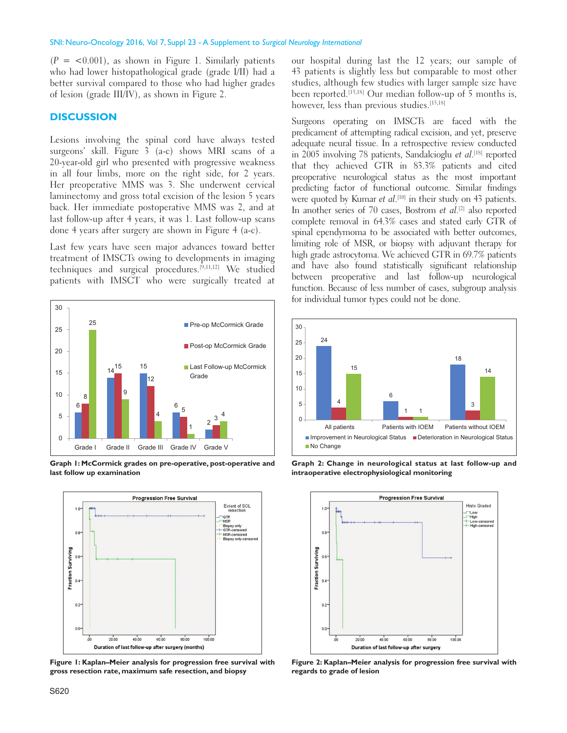($P$ = <0.001), as shown in Figure 1. Similarly patients who had lower histopathological grade (grade I/II) had a better survival compared to those who had higher grades of lesion (grade III/IV), as shown in Figure 2.

## DISCUSSION

Lesions involving the spinal cord have always tested surgeons' skill. Figure 3 (a-c) shows MRI scans of a 20-year-old girl who presented with progressive weakness in all four limbs, more on the right side, for 2 years. Her preoperative MMS was 3. She underwent cervical laminectomy and gross total excision of the lesion 5 years back. Her immediate postoperative MMS was 2, and at last follow-up after 4 years, it was 1. Last follow-up scans done 4 years after surgery are shown in Figure 4 (a-c).

Last few years have seen major advances toward better treatment of IMSCTs owing to developments in imaging techniques and surgical procedures.[9,11,12] We studied patients with IMSCT who were surgically treated at our hospital during last the 12 years; our sample of 43 patients is slightly less but comparable to most other studies, although few studies with larger sample size have been reported.[15,18] Our median follow-up of 5 months is, however, less than previous studies.[15,18]

Surgeons operating on IMSCTs are faced with the predicament of attempting radical excision, and yet, preserve adequate neural tissue. In a retrospective review conducted in 2005 involving 78 patients, Sandalcioglu *et al.*[18] reported that they achieved GTR in 83.3% patients and cited preoperative neurological status as the most important predicting factor of functional outcome. Similar findings were quoted by Kumar *et al.*[10] in their study on 43 patients. In another series of 70 cases, Bostrom *et al.*[2] also reported complete removal in 64.3% cases and stated early GTR of spinal ependymoma to be associated with better outcomes, limiting role of MSR, or biopsy with adjuvant therapy for high grade astrocytoma. We achieved GTR in 69.7% patients and have also found statistically significant relationship between preoperative and last follow-up neurological function. Because of less number of cases, subgroup analysis for individual tumor types could not be done.

**Graph 1: McCormick grades on pre-operative, post-operative and last follow up examination**

**Graph 2: Change in neurological status at last follow-up and intraoperative electrophysiological monitoring**

**Figure 1: Kaplan–Meier analysis for progression free survival with gross resection rate, maximum safe resection, and biopsy**

**Figure 2: Kaplan–Meier analysis for progression free survival with regards to grade of lesion**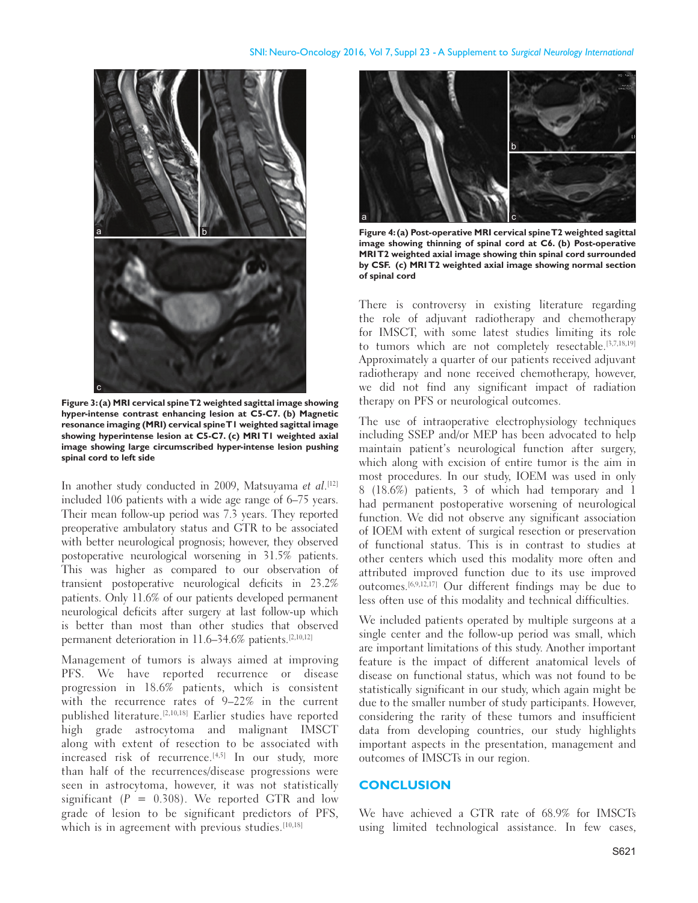**Figure 3: (a) MRI cervical spine T2 weighted sagittal image showing hyper-intense contrast enhancing lesion at C5-C7. (b) Magnetic resonance imaging (MRI) cervical spine T1 weighted sagittal image showing hyperintense lesion at C5-C7. (c) MRI T1 weighted axial image showing large circumscribed hyper-intense lesion pushing spinal cord to left side**

In another study conducted in 2009, Matsuyama *et al*.[12] included 106 patients with a wide age range of 6–75 years. Their mean follow-up period was 7.3 years. They reported preoperative ambulatory status and GTR to be associated with better neurological prognosis; however, they observed postoperative neurological worsening in 31.5% patients. This was higher as compared to our observation of transient postoperative neurological deficits in 23.2% patients. Only 11.6% of our patients developed permanent neurological deficits after surgery at last follow-up which is better than most than other studies that observed permanent deterioration in 11.6–34.6% patients.[2,10,12]

Management of tumors is always aimed at improving PFS. We have reported recurrence or disease progression in 18.6% patients, which is consistent with the recurrence rates of 9–22% in the current published literature.[2,10,18] Earlier studies have reported high grade astrocytoma and malignant IMSCT along with extent of resection to be associated with increased risk of recurrence.[4,5] In our study, more than half of the recurrences/disease progressions were seen in astrocytoma, however, it was not statistically significant ($P = 0.308$). We reported GTR and low grade of lesion to be significant predictors of PFS, which is in agreement with previous studies.[10,18]

**Figure 4: (a) Post-operative MRI cervical spine T2 weighted sagittal image showing thinning of spinal cord at C6. (b) Post-operative MRI T2 weighted axial image showing thin spinal cord surrounded by CSF. (c) MRI T2 weighted axial image showing normal section of spinal cord**

There is controversy in existing literature regarding the role of adjuvant radiotherapy and chemotherapy for IMSCT, with some latest studies limiting its role to tumors which are not completely resectable.[3,7,18,19] Approximately a quarter of our patients received adjuvant radiotherapy and none received chemotherapy, however, we did not find any significant impact of radiation therapy on PFS or neurological outcomes.

The use of intraoperative electrophysiology techniques including SSEP and/or MEP has been advocated to help maintain patient's neurological function after surgery, which along with excision of entire tumor is the aim in most procedures. In our study, IOEM was used in only 8 (18.6%) patients, 3 of which had temporary and 1 had permanent postoperative worsening of neurological function. We did not observe any significant association of IOEM with extent of surgical resection or preservation of functional status. This is in contrast to studies at other centers which used this modality more often and attributed improved function due to its use improved outcomes.[6,9,12,17] Our different findings may be due to less often use of this modality and technical difficulties.

We included patients operated by multiple surgeons at a single center and the follow-up period was small, which are important limitations of this study. Another important feature is the impact of different anatomical levels of disease on functional status, which was not found to be statistically significant in our study, which again might be due to the smaller number of study participants. However, considering the rarity of these tumors and insufficient data from developing countries, our study highlights important aspects in the presentation, management and outcomes of IMSCTs in our region.

## CONCLUSION

We have achieved a GTR rate of 68.9% for IMSCTs using limited technological assistance. In few cases,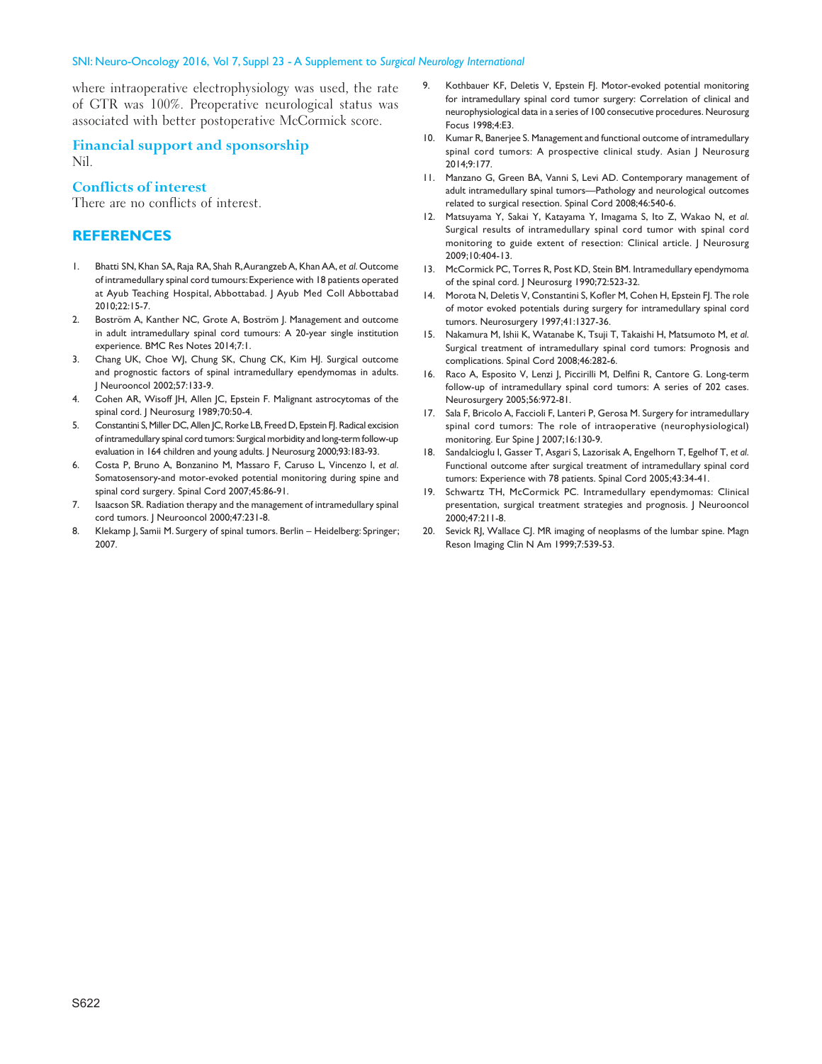where intraoperative electrophysiology was used, the rate of GTR was 100%. Preoperative neurological status was associated with better postoperative McCormick score.

## Financial support and sponsorship

Nil.

## Conflicts of interest

There are no conflicts of interest.

## REFERENCES

1. Bhatti SN, Khan SA, Raja RA, Shah R, Aurangzeb A, Khan AA, *et al*. Outcome of intramedullary spinal cord tumours: Experience with 18 patients operated at Ayub Teaching Hospital, Abbottabad. J Ayub Med Coll Abbottabad 2010;22:15-7.
2. Boström A, Kanther NC, Grote A, Boström J. Management and outcome in adult intramedullary spinal cord tumours: A 20-year single institution experience. BMC Res Notes 2014;7:1.
3. Chang UK, Choe WJ, Chung SK, Chung CK, Kim HJ. Surgical outcome and prognostic factors of spinal intramedullary ependymomas in adults. J Neurooncol 2002;57:133-9.
4. Cohen AR, Wisoff JH, Allen JC, Epstein F. Malignant astrocytomas of the spinal cord. J Neurosurg 1989;70:50-4.
5. Constantini S, Miller DC, Allen JC, Rorke LB, Freed D, Epstein FJ. Radical excision of intramedullary spinal cord tumors: Surgical morbidity and long-term follow-up evaluation in 164 children and young adults. J Neurosurg 2000;93:183-93.
6. Costa P, Bruno A, Bonzanino M, Massaro F, Caruso L, Vincenzo I, *et al*. Somatosensory-and motor-evoked potential monitoring during spine and spinal cord surgery. Spinal Cord 2007;45:86-91.
7. Isaacson SR. Radiation therapy and the management of intramedullary spinal cord tumors. J Neurooncol 2000;47:231-8.
8. Klekamp J, Samii M. Surgery of spinal tumors. Berlin – Heidelberg: Springer; 2007.
9. Kothbauer KF, Deletis V, Epstein FJ. Motor-evoked potential monitoring for intramedullary spinal cord tumor surgery: Correlation of clinical and neurophysiological data in a series of 100 consecutive procedures. Neurosurg Focus 1998;4:E3.
10. Kumar R, Banerjee S. Management and functional outcome of intramedullary spinal cord tumors: A prospective clinical study. Asian J Neurosurg 2014;9:177.
11. Manzano G, Green BA, Vanni S, Levi AD. Contemporary management of adult intramedullary spinal tumors—Pathology and neurological outcomes related to surgical resection. Spinal Cord 2008;46:540-6.
12. Matsuyama Y, Sakai Y, Katayama Y, Imagama S, Ito Z, Wakao N, *et al*. Surgical results of intramedullary spinal cord tumor with spinal cord monitoring to guide extent of resection: Clinical article. J Neurosurg 2009;10:404-13.
13. McCormick PC, Torres R, Post KD, Stein BM. Intramedullary ependymoma of the spinal cord. J Neurosurg 1990;72:523-32.
14. Morota N, Deletis V, Constantini S, Kofler M, Cohen H, Epstein FJ. The role of motor evoked potentials during surgery for intramedullary spinal cord tumors. Neurosurgery 1997;41:1327-36.
15. Nakamura M, Ishii K, Watanabe K, Tsuji T, Takaishi H, Matsumoto M, *et al*. Surgical treatment of intramedullary spinal cord tumors: Prognosis and complications. Spinal Cord 2008;46:282-6.
16. Raco A, Esposito V, Lenzi J, Piccirilli M, Delfini R, Cantore G. Long-term follow-up of intramedullary spinal cord tumors: A series of 202 cases. Neurosurgery 2005;56:972-81.
17. Sala F, Bricolo A, Faccioli F, Lanteri P, Gerosa M. Surgery for intramedullary spinal cord tumors: The role of intraoperative (neurophysiological) monitoring. Eur Spine J 2007;16:130-9.
18. Sandalcioglu I, Gasser T, Asgari S, Lazorisak A, Engelhorn T, Egelhof T, *et al*. Functional outcome after surgical treatment of intramedullary spinal cord tumors: Experience with 78 patients. Spinal Cord 2005;43:34-41.
19. Schwartz TH, McCormick PC. Intramedullary ependymomas: Clinical presentation, surgical treatment strategies and prognosis. J Neurooncol 2000;47:211-8.
20. Sevick RJ, Wallace CJ. MR imaging of neoplasms of the lumbar spine. Magn Reson Imaging Clin N Am 1999;7:539-53.